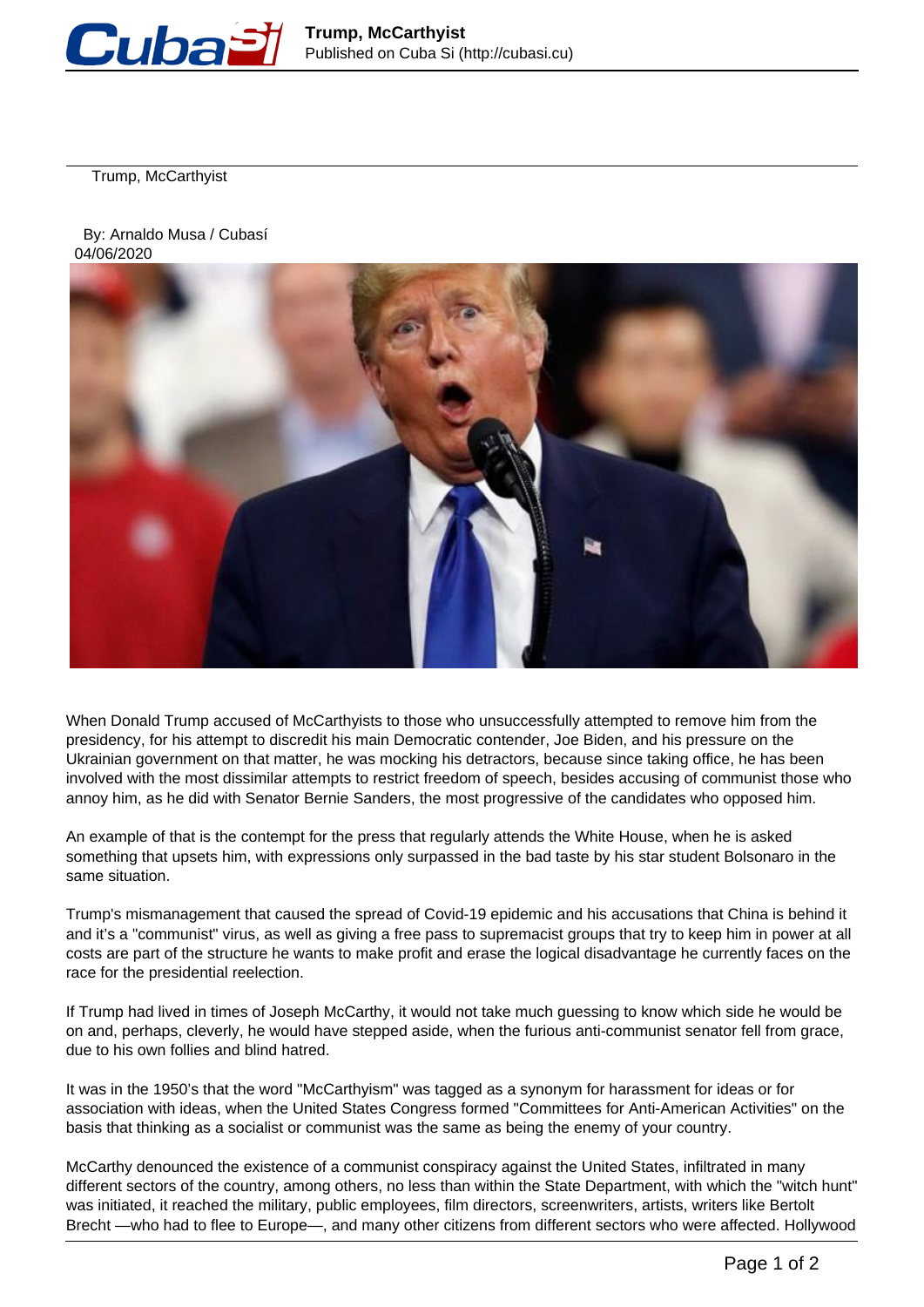# Trump, McCarthyist

By: Arnaldo Musa / Cubasí
04/06/2020

When Donald Trump accused of McCarthyists to those who unsuccessfully attempted to remove him from the presidency, for his attempt to discredit his main Democratic contender, Joe Biden, and his pressure on the Ukrainian government on that matter, he was mocking his detractors, because since taking office, he has been involved with the most dissimilar attempts to restrict freedom of speech, besides accusing of communist those who annoy him, as he did with Senator Bernie Sanders, the most progressive of the candidates who opposed him.

An example of that is the contempt for the press that regularly attends the White House, when he is asked something that upsets him, with expressions only surpassed in the bad taste by his star student Bolsonaro in the same situation.

Trump's mismanagement that caused the spread of Covid-19 epidemic and his accusations that China is behind it and it's a "communist" virus, as well as giving a free pass to supremacist groups that try to keep him in power at all costs are part of the structure he wants to make profit and erase the logical disadvantage he currently faces on the race for the presidential reelection.

If Trump had lived in times of Joseph McCarthy, it would not take much guessing to know which side he would be on and, perhaps, cleverly, he would have stepped aside, when the furious anti-communist senator fell from grace, due to his own follies and blind hatred.

It was in the 1950's that the word "McCarthyism" was tagged as a synonym for harassment for ideas or for association with ideas, when the United States Congress formed "Committees for Anti-American Activities" on the basis that thinking as a socialist or communist was the same as being the enemy of your country.

McCarthy denounced the existence of a communist conspiracy against the United States, infiltrated in many different sectors of the country, among others, no less than within the State Department, with which the "witch hunt" was initiated, it reached the military, public employees, film directors, screenwriters, artists, writers like Bertolt Brecht —who had to flee to Europe—, and many other citizens from different sectors who were affected. Hollywood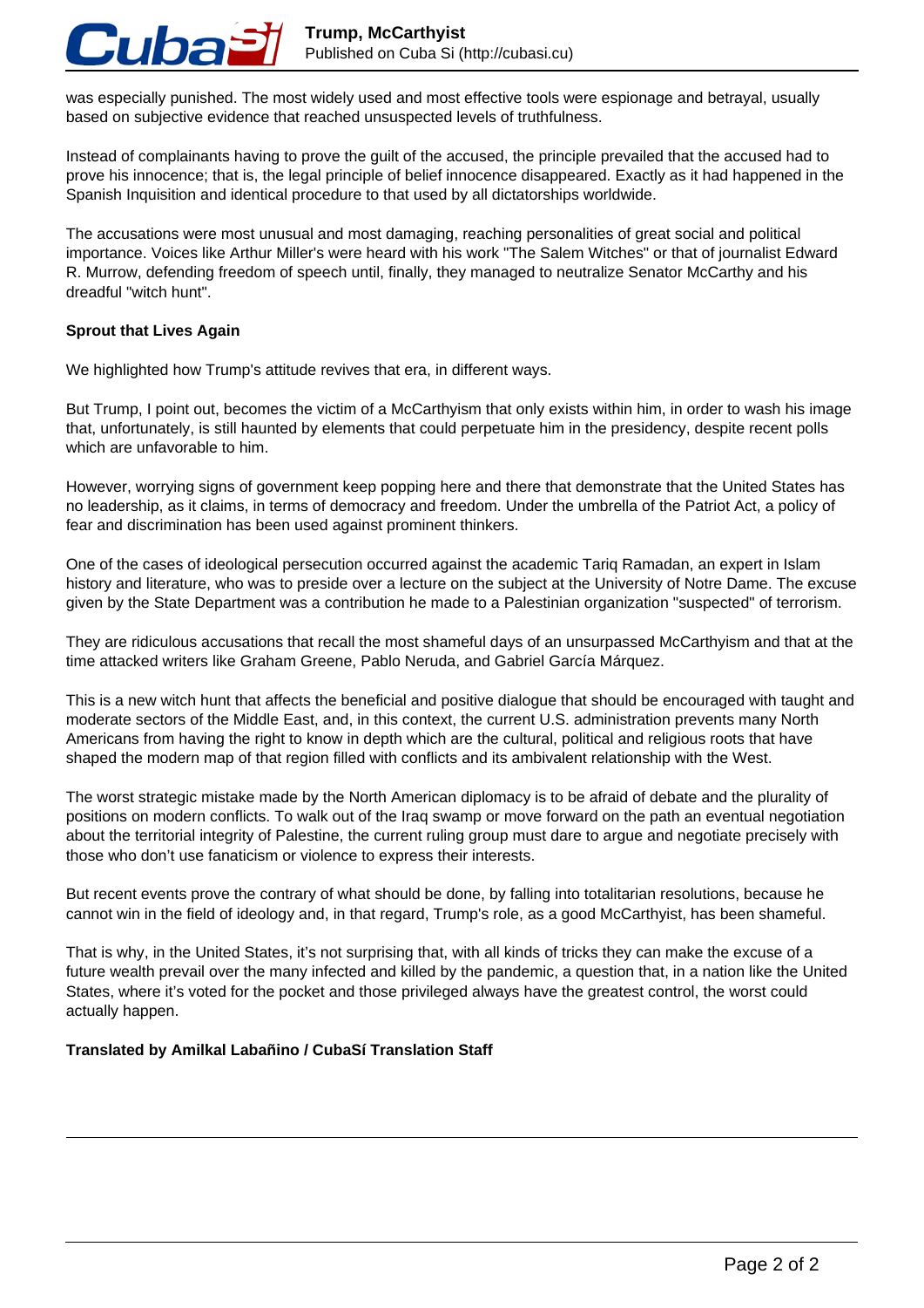was especially punished. The most widely used and most effective tools were espionage and betrayal, usually based on subjective evidence that reached unsuspected levels of truthfulness.

Instead of complainants having to prove the guilt of the accused, the principle prevailed that the accused had to prove his innocence; that is, the legal principle of belief innocence disappeared. Exactly as it had happened in the Spanish Inquisition and identical procedure to that used by all dictatorships worldwide.

The accusations were most unusual and most damaging, reaching personalities of great social and political importance. Voices like Arthur Miller's were heard with his work "The Salem Witches" or that of journalist Edward R. Murrow, defending freedom of speech until, finally, they managed to neutralize Senator McCarthy and his dreadful "witch hunt".

**Sprout that Lives Again**

We highlighted how Trump's attitude revives that era, in different ways.

But Trump, I point out, becomes the victim of a McCarthyism that only exists within him, in order to wash his image that, unfortunately, is still haunted by elements that could perpetuate him in the presidency, despite recent polls which are unfavorable to him.

However, worrying signs of government keep popping here and there that demonstrate that the United States has no leadership, as it claims, in terms of democracy and freedom. Under the umbrella of the Patriot Act, a policy of fear and discrimination has been used against prominent thinkers.

One of the cases of ideological persecution occurred against the academic Tariq Ramadan, an expert in Islam history and literature, who was to preside over a lecture on the subject at the University of Notre Dame. The excuse given by the State Department was a contribution he made to a Palestinian organization "suspected" of terrorism.

They are ridiculous accusations that recall the most shameful days of an unsurpassed McCarthyism and that at the time attacked writers like Graham Greene, Pablo Neruda, and Gabriel García Márquez.

This is a new witch hunt that affects the beneficial and positive dialogue that should be encouraged with taught and moderate sectors of the Middle East, and, in this context, the current U.S. administration prevents many North Americans from having the right to know in depth which are the cultural, political and religious roots that have shaped the modern map of that region filled with conflicts and its ambivalent relationship with the West.

The worst strategic mistake made by the North American diplomacy is to be afraid of debate and the plurality of positions on modern conflicts. To walk out of the Iraq swamp or move forward on the path an eventual negotiation about the territorial integrity of Palestine, the current ruling group must dare to argue and negotiate precisely with those who don't use fanaticism or violence to express their interests.

But recent events prove the contrary of what should be done, by falling into totalitarian resolutions, because he cannot win in the field of ideology and, in that regard, Trump's role, as a good McCarthyist, has been shameful.

That is why, in the United States, it's not surprising that, with all kinds of tricks they can make the excuse of a future wealth prevail over the many infected and killed by the pandemic, a question that, in a nation like the United States, where it's voted for the pocket and those privileged always have the greatest control, the worst could actually happen.

**Translated by Amilkal Labañino / CubaSí Translation Staff**